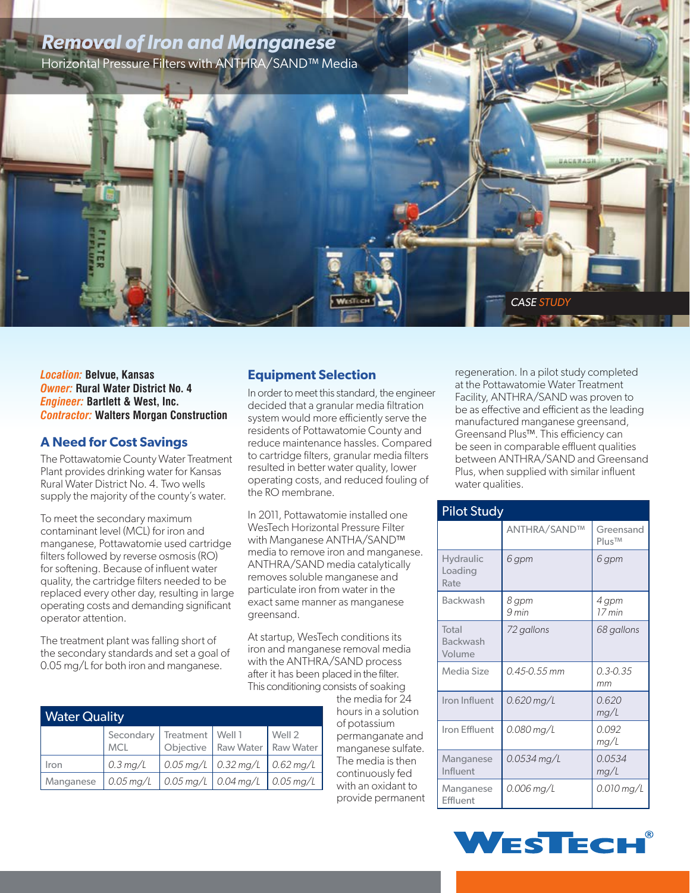# Removal of Iron and Manganese

Horizontal Pressure Filters with ANTHRA/SAND™ Media

CASE STUDY

***Location:*** **Belvue, Kansas**
***Owner:*** **Rural Water District No. 4**
***Engineer:*** **Bartlett & West, Inc.**
***Contractor:*** **Walters Morgan Construction**

## A Need for Cost Savings

The Pottawatomie County Water Treatment Plant provides drinking water for Kansas Rural Water District No. 4. Two wells supply the majority of the county's water.

To meet the secondary maximum contaminant level (MCL) for iron and manganese, Pottawatomie used cartridge filters followed by reverse osmosis (RO) for softening. Because of influent water quality, the cartridge filters needed to be replaced every other day, resulting in large operating costs and demanding significant operator attention.

The treatment plant was falling short of the secondary standards and set a goal of 0.05 mg/L for both iron and manganese.

| Water Quality | | | | |
|---|---|---|---|---|
| | Secondary MCL | Treatment Objective | Well 1 Raw Water | Well 2 Raw Water |
| Iron | 0.3 mg/L | 0.05 mg/L | 0.32 mg/L | 0.62 mg/L |
| Manganese | 0.05 mg/L | 0.05 mg/L | 0.04 mg/L | 0.05 mg/L |

## Equipment Selection

In order to meet this standard, the engineer decided that a granular media filtration system would more efficiently serve the residents of Pottawatomie County and reduce maintenance hassles. Compared to cartridge filters, granular media filters resulted in better water quality, lower operating costs, and reduced fouling of the RO membrane.

In 2011, Pottawatomie installed one WesTech Horizontal Pressure Filter with Manganese ANTHA/SAND™ media to remove iron and manganese. ANTHRA/SAND media catalytically removes soluble manganese and particulate iron from water in the exact same manner as manganese greensand.

At startup, WesTech conditions its iron and manganese removal media with the ANTHRA/SAND process after it has been placed in the filter. This conditioning consists of soaking the media for 24 hours in a solution of potassium permanganate and manganese sulfate. The media is then continuously fed with an oxidant to provide permanent regeneration. In a pilot study completed at the Pottawatomie Water Treatment Facility, ANTHRA/SAND was proven to be as effective and efficient as the leading manufactured manganese greensand, Greensand Plus™. This efficiency can be seen in comparable effluent qualities between ANTHRA/SAND and Greensand Plus, when supplied with similar influent water qualities.

| Pilot Study | | |
|---|---|---|
| | ANTHRA/SAND™ | Greensand Plus™ |
| Hydraulic Loading Rate | *6 gpm* | *6 gpm* |
| Backwash | *8 gpm 9 min* | *4 gpm 17 min* |
| Total Backwash Volume | *72 gallons* | *68 gallons* |
| Media Size | *0.45-0.55 mm* | *0.3-0.35 mm* |
| Iron Influent | *0.620 mg/L* | *0.620 mg/L* |
| Iron Effluent | *0.080 mg/L* | *0.092 mg/L* |
| Manganese Influent | *0.0534 mg/L* | *0.0534 mg/L* |
| Manganese Effluent | *0.006 mg/L* | *0.010 mg/L* |

WesTech®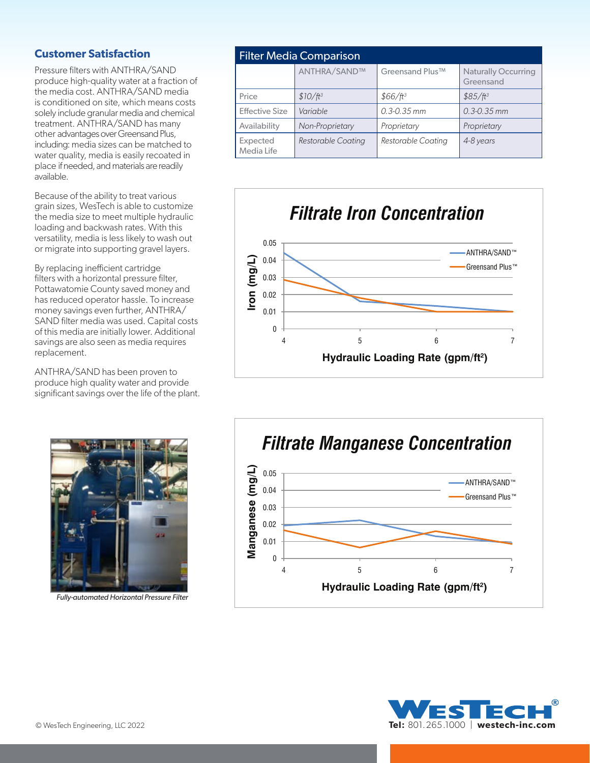## Customer Satisfaction

Pressure filters with ANTHRA/SAND produce high-quality water at a fraction of the media cost. ANTHRA/SAND media is conditioned on site, which means costs solely include granular media and chemical treatment. ANTHRA/SAND has many other advantages over Greensand Plus, including: media sizes can be matched to water quality, media is easily recoated in place if needed, and materials are readily available.

Because of the ability to treat various grain sizes, WesTech is able to customize the media size to meet multiple hydraulic loading and backwash rates. With this versatility, media is less likely to wash out or migrate into supporting gravel layers.

By replacing inefficient cartridge filters with a horizontal pressure filter, Pottawatomie County saved money and has reduced operator hassle. To increase money savings even further, ANTHRA/SAND filter media was used. Capital costs of this media are initially lower. Additional savings are also seen as media requires replacement.

ANTHRA/SAND has been proven to produce high quality water and provide significant savings over the life of the plant.

*Fully-automated Horizontal Pressure Filter*

### Filter Media Comparison

| | ANTHRA/SAND™ | Greensand Plus™ | Naturally Occurring Greensand |
|---|---|---|---|
| Price | *$10/ft³* | *$66/ft³* | *$85/ft³* |
| Effective Size | *Variable* | *0.3-0.35 mm* | *0.3-0.35 mm* |
| Availability | *Non-Proprietary* | *Proprietary* | *Proprietary* |
| Expected Media Life | *Restorable Coating* | *Restorable Coating* | *4-8 years* |

**Filtrate Iron Concentration**

Iron (mg/L)
0.05
0.04
0.03
0.02
0.01
0
4
5
6
7
Hydraulic Loading Rate (gpm/ft²)
ANTHRA/SAND™
Greensand Plus™

**Filtrate Manganese Concentration**

Manganese (mg/L)
0.05
0.04
0.03
0.02
0.01
0
4
5
6
7
Hydraulic Loading Rate (gpm/ft²)
ANTHRA/SAND™
Greensand Plus™

© WesTech Engineering, LLC 2022

WesTech®
Tel: 801.265.1000 | westech-inc.com